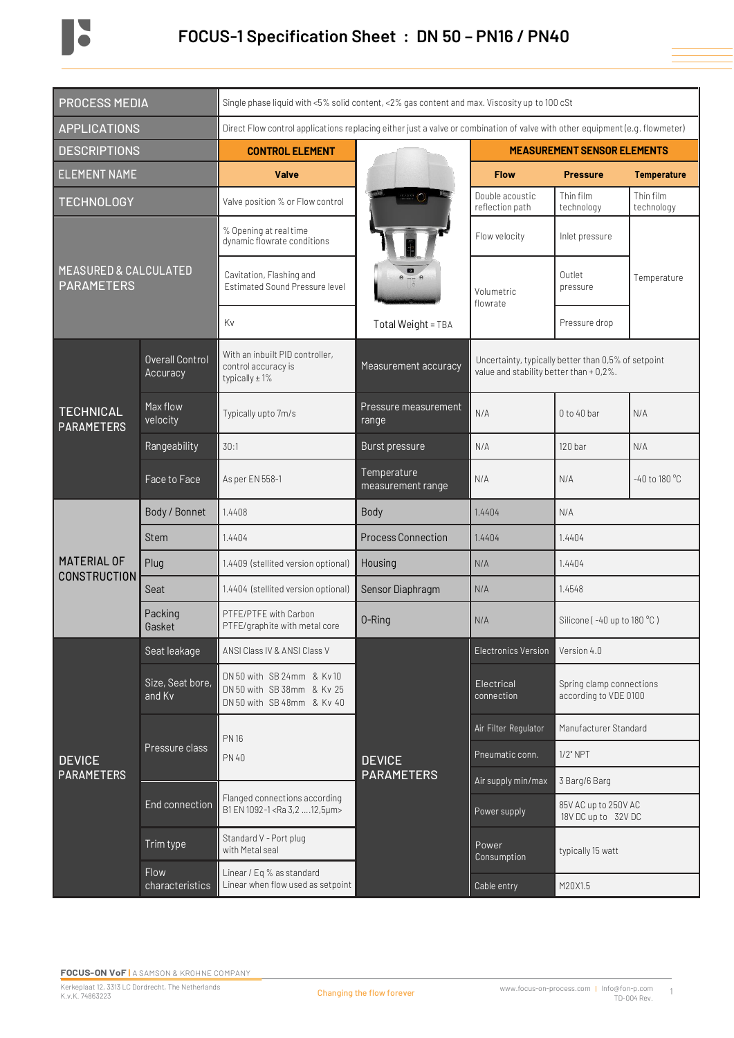# FOCUS-1 Specification Sheet : DN 50 – PN16 / PN40

| PROCESS MEDIA | Single phase liquid with <5% solid content, <2% gas content and max. Viscosity up to 100 cSt |
|---|---|
| APPLICATIONS | Direct Flow control applications replacing either just a valve or combination of valve with other equipment (e.g. flowmeter) |

| DESCRIPTIONS | | CONTROL ELEMENT | | MEASUREMENT SENSOR ELEMENTS | | |
|---|---|---|---|---|---|---|
| ELEMENT NAME | | Valve | | Flow | Pressure | Temperature |
| TECHNOLOGY | | Valve position % or Flow control | | Double acoustic reflection path | Thin film technology | Thin film technology |
| MEASURED & CALCULATED PARAMETERS | | % Opening at real time dynamic flowrate conditions | | Flow velocity | Inlet pressure | Temperature |
| | | Cavitation, Flashing and Estimated Sound Pressure level | | Volumetric flowrate | Outlet pressure | |
| | | Kv | Total Weight = TBA | | Pressure drop | |
| TECHNICAL PARAMETERS | Overall Control Accuracy | With an inbuilt PID controller, control accuracy is typically ± 1% | Measurement accuracy | Uncertainty, typically better than 0,5% of setpoint value and stability better than + 0,2%. | | |
| | Max flow velocity | Typically upto 7m/s | Pressure measurement range | N/A | 0 to 40 bar | N/A |
| | Rangeability | 30:1 | Burst pressure | N/A | 120 bar | N/A |
| | Face to Face | As per EN 558-1 | Temperature measurement range | N/A | N/A | -40 to 180 °C |
| MATERIAL OF CONSTRUCTION | Body / Bonnet | 1.4408 | Body | 1.4404 | N/A | |
| | Stem | 1.4404 | Process Connection | 1.4404 | 1.4404 | |
| | Plug | 1.4409 (stellited version optional) | Housing | N/A | 1.4404 | |
| | Seat | 1.4404 (stellited version optional) | Sensor Diaphragm | N/A | 1.4548 | |
| | Packing Gasket | PTFE/PTFE with Carbon PTFE/graphite with metal core | O-Ring | N/A | Silicone ( -40 up to 180 °C ) | |
| DEVICE PARAMETERS | Seat leakage | ANSI Class IV & ANSI Class V | DEVICE PARAMETERS | Electronics Version | Version 4.0 | |
| | Size, Seat bore, and Kv | DN 50 with SB 24mm & Kv 10<br>DN 50 with SB 38mm & Kv 25<br>DN 50 with SB 48mm & Kv 40 | | Electrical connection | Spring clamp connections according to VDE 0100 | |
| | Pressure class | PN 16<br>PN 40 | | Air Filter Regulator | Manufacturer Standard | |
| | | | | Pneumatic conn. | 1/2" NPT | |
| | | | | Air supply min/max | 3 Barg/6 Barg | |
| | End connection | Flanged connections according B1 EN 1092-1 <Ra 3,2 ....12,5µm> | | Power supply | 85V AC up to 250V AC<br>18V DC up to 32V DC | |
| | Trim type | Standard V - Port plug with Metal seal | | Power Consumption | typically 15 watt | |
| | Flow characteristics | Linear / Eq % as standard<br>Linear when flow used as setpoint | | Cable entry | M20X1.5 | |

**FOCUS-ON VoF** | A SAMSON & KROHNE COMPANY
Kerkeplaat 12, 3313 LC Dordrecht, The Netherlands
K.v.K. 74863223

Changing the flow forever

www.focus-on-process.com | Info@fon-p.com
TD-004 Rev.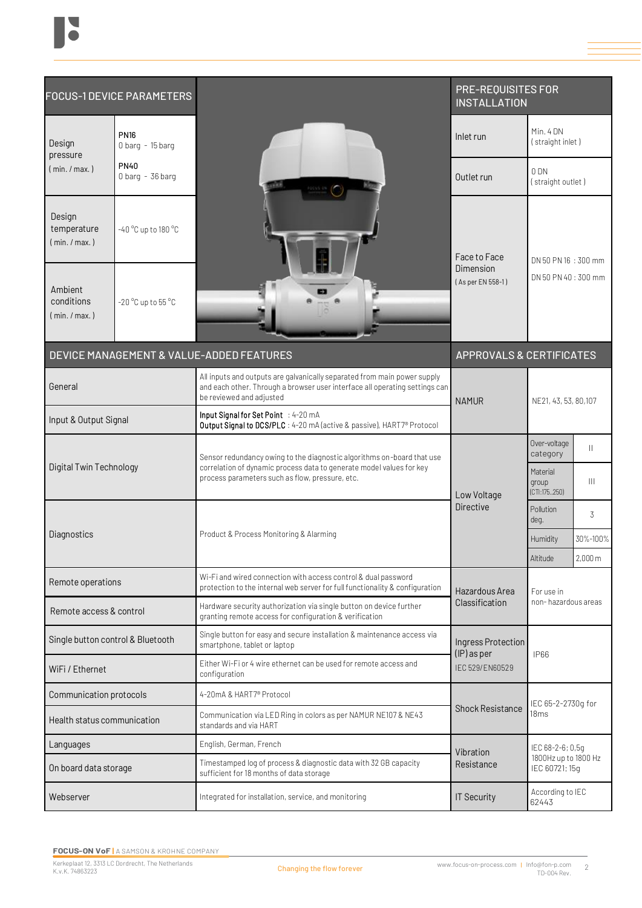## FOCUS-1 DEVICE PARAMETERS

| | | |
|---|---|---|
| Design pressure ( min. / max. ) | **PN16** | 0 barg - 15 barg |
| | **PN40** | 0 barg - 36 barg |
| Design temperature ( min. / max. ) | -40 °C up to 180 °C | |
| Ambient conditions ( min. / max. ) | -20 °C up to 55 °C | |

## PRE-REQUISITES FOR INSTALLATION

| | |
|---|---|
| Inlet run | Min. 4 DN ( straight inlet ) |
| Outlet run | 0 DN ( straight outlet ) |
| Face to Face Dimension ( As per EN 558-1 ) | DN 50 PN 16 : 300 mm<br>DN 50 PN 40 : 300 mm |

## DEVICE MANAGEMENT & VALUE-ADDED FEATURES

| | |
|---|---|
| General | All inputs and outputs are galvanically separated from main power supply and each other. Through a browser user interface all operating settings can be reviewed and adjusted |
| Input & Output Signal | **Input Signal for Set Point** : 4-20 mA<br>**Output Signal to DCS/PLC** : 4-20 mA (active & passive), HART7® Protocol |
| Digital Twin Technology | Sensor redundancy owing to the diagnostic algorithms on-board that use correlation of dynamic process data to generate model values for key process parameters such as flow, pressure, etc. |
| Diagnostics | Product & Process Monitoring & Alarming |
| Remote operations | Wi-Fi and wired connection with access control & dual password protection to the internal web server for full functionality & configuration |
| Remote access & control | Hardware security authorization via single button on device further granting remote access for configuration & verification |
| Single button control & Bluetooth | Single button for easy and secure installation & maintenance access via smartphone, tablet or laptop |
| WiFi / Ethernet | Either Wi-Fi or 4 wire ethernet can be used for remote access and configuration |
| Communication protocols | 4-20mA & HART7® Protocol |
| Health status communication | Communication via LED Ring in colors as per NAMUR NE107 & NE43 standards and via HART |
| Languages | English, German, French |
| On board data storage | Timestamped log of process & diagnostic data with 32 GB capacity sufficient for 18 months of data storage |
| Webserver | Integrated for installation, service, and monitoring |

## APPROVALS & CERTIFICATES

| | | |
|---|---|---|
| NAMUR | NE21, 43, 53, 80,107 | |
| Low Voltage Directive | Over-voltage category | II |
| | Material group (CTI:175..250) | III |
| | Pollution deg. | 3 |
| | Humidity | 30%-100% |
| | Altitude | 2,000 m |
| Hazardous Area Classification | For use in non- hazardous areas | |
| Ingress Protection (IP) as per IEC 529/EN60529 | IP66 | |
| Shock Resistance | IEC 65-2-2730g for 18ms | |
| Vibration Resistance | IEC 68-2-6; 0,5g 1800Hz up to 1800 Hz IEC 60721; 15g | |
| IT Security | According to IEC 62443 | |

**FOCUS-ON VoF** | A SAMSON & KROHNE COMPANY

Kerkeplaat 12, 3313 LC Dordrecht, The Netherlands
K.v.K. 74863223

Changing the flow forever

www.focus-on-process.com | Info@fon-p.com
TD-004 Rev.